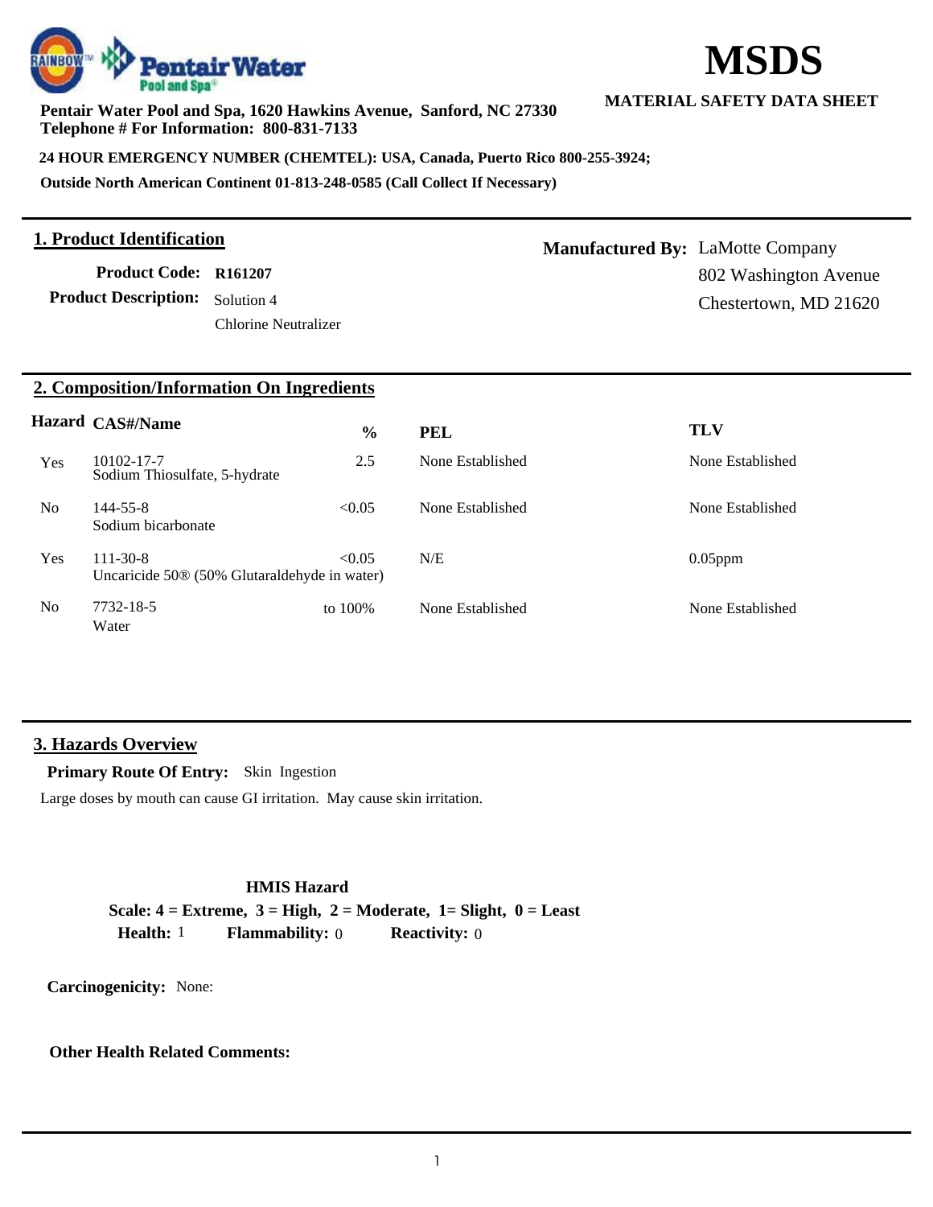# MSDS

**MATERIAL SAFETY DATA SHEET**

**Pentair Water Pool and Spa, 1620 Hawkins Avenue, Sanford, NC 27330**
**Telephone # For Information: 800-831-7133**

**24 HOUR EMERGENCY NUMBER (CHEMTEL): USA, Canada, Puerto Rico 800-255-3924;**
**Outside North American Continent 01-813-248-0585 (Call Collect If Necessary)**

## 1. Product Identification

**Product Code:** R161207

**Product Description:** Solution 4
Chlorine Neutralizer

**Manufactured By:** LaMotte Company
802 Washington Avenue
Chestertown, MD 21620

## 2. Composition/Information On Ingredients

| Hazard | CAS#/Name | % | PEL | TLV |
|---|---|---|---|---|
| Yes | 10102-17-7 Sodium Thiosulfate, 5-hydrate | 2.5 | None Established | None Established |
| No | 144-55-8 Sodium bicarbonate | <0.05 | None Established | None Established |
| Yes | 111-30-8 Uncaricide 50® (50% Glutaraldehyde in water) | <0.05 | N/E | 0.05ppm |
| No | 7732-18-5 Water | to 100% | None Established | None Established |

## 3. Hazards Overview

**Primary Route Of Entry:** Skin Ingestion

Large doses by mouth can cause GI irritation. May cause skin irritation.

**HMIS Hazard**

**Scale: 4 = Extreme, 3 = High, 2 = Moderate, 1= Slight, 0 = Least**

**Health:** 1 **Flammability:** 0 **Reactivity:** 0

**Carcinogenicity:** None:

**Other Health Related Comments:**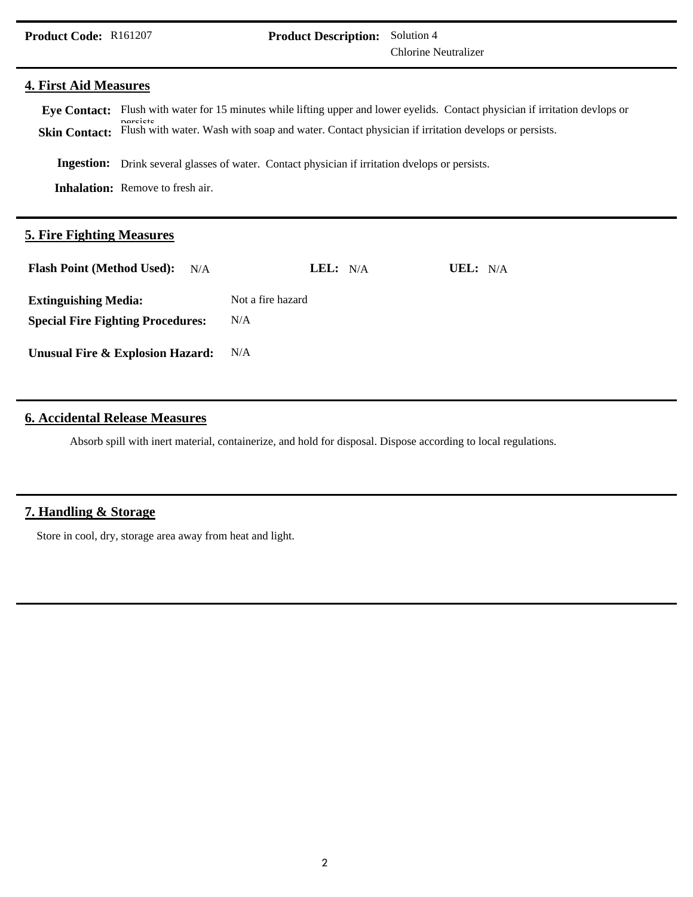**Product Code:** R161207 **Product Description:** Solution 4 Chlorine Neutralizer

## 4. First Aid Measures

**Eye Contact:** Flush with water for 15 minutes while lifting upper and lower eyelids. Contact physician if irritation devlops or persists

**Skin Contact:** Flush with water. Wash with soap and water. Contact physician if irritation develops or persists.

**Ingestion:** Drink several glasses of water. Contact physician if irritation dvelops or persists.

**Inhalation:** Remove to fresh air.

## 5. Fire Fighting Measures

**Flash Point (Method Used):** N/A **LEL:** N/A **UEL:** N/A

**Extinguishing Media:** Not a fire hazard

**Special Fire Fighting Procedures:** N/A

**Unusual Fire & Explosion Hazard:** N/A

## 6. Accidental Release Measures

Absorb spill with inert material, containerize, and hold for disposal. Dispose according to local regulations.

## 7. Handling & Storage

Store in cool, dry, storage area away from heat and light.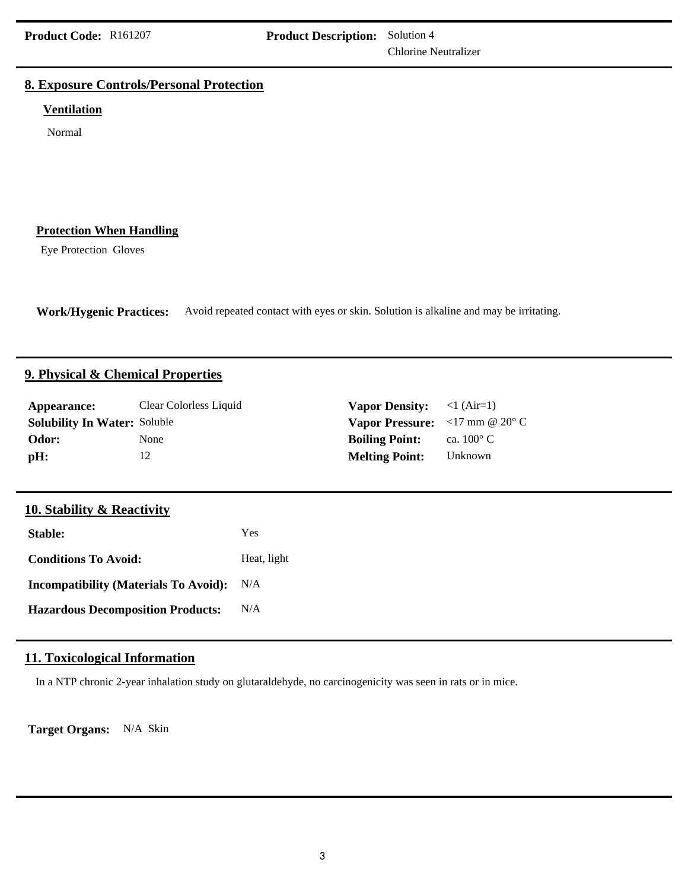**Product Code:** R161207 **Product Description:** Solution 4 Chlorine Neutralizer

## 8. Exposure Controls/Personal Protection

### Ventilation

Normal

### Protection When Handling

Eye Protection Gloves

**Work/Hygenic Practices:** Avoid repeated contact with eyes or skin. Solution is alkaline and may be irritating.

## 9. Physical & Chemical Properties

| | | | |
|---|---|---|---|
| **Appearance:** | Clear Colorless Liquid | **Vapor Density:** | <1 (Air=1) |
| **Solubility In Water:** | Soluble | **Vapor Pressure:** | <17 mm @ 20° C |
| **Odor:** | None | **Boiling Point:** | ca. 100° C |
| **pH:** | 12 | **Melting Point:** | Unknown |

## 10. Stability & Reactivity

| | |
|---|---|
| **Stable:** | Yes |
| **Conditions To Avoid:** | Heat, light |
| **Incompatibility (Materials To Avoid):** | N/A |
| **Hazardous Decomposition Products:** | N/A |

## 11. Toxicological Information

In a NTP chronic 2-year inhalation study on glutaraldehyde, no carcinogenicity was seen in rats or in mice.

**Target Organs:** N/A Skin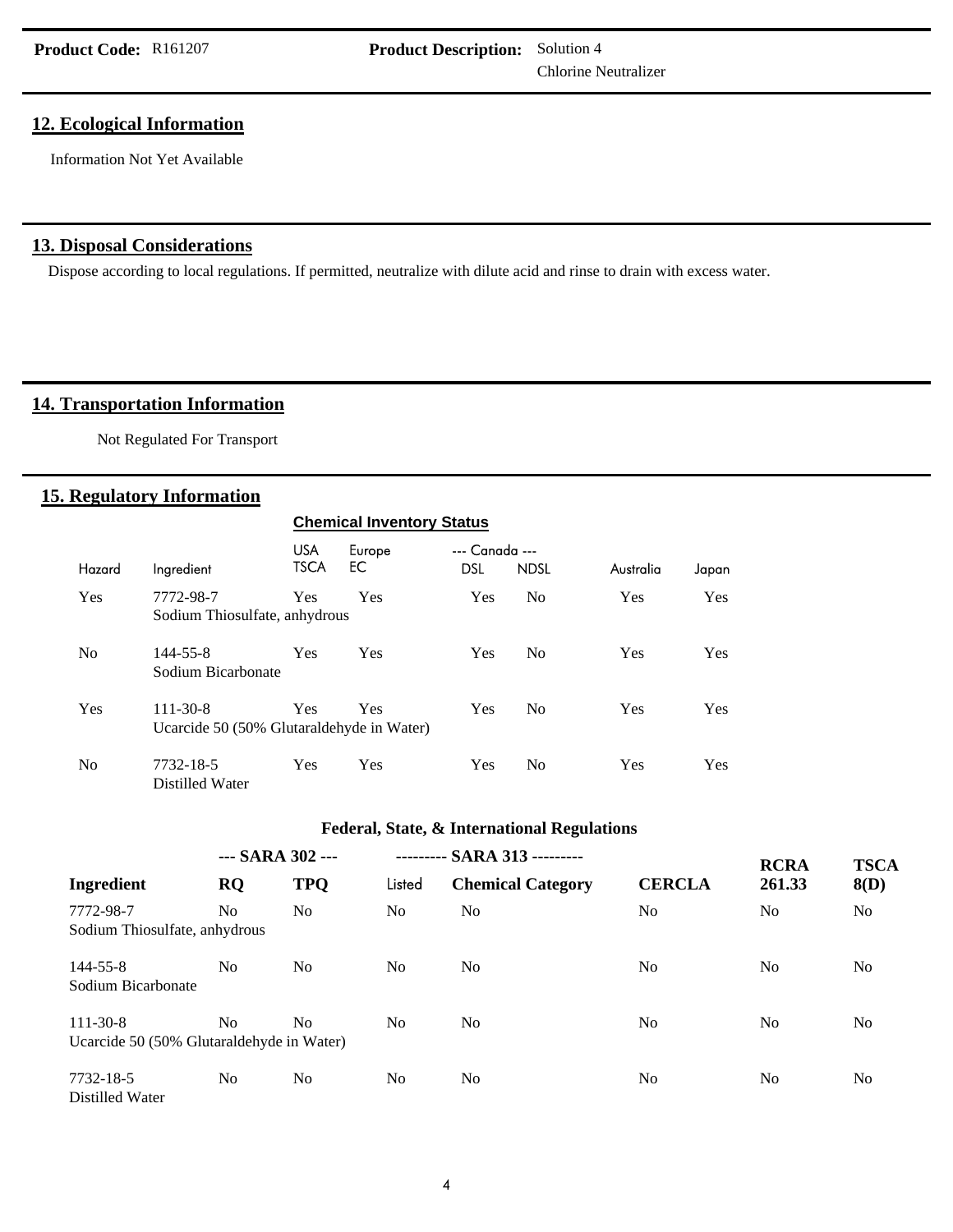**Product Code:** R161207 **Product Description:** Solution 4 Chlorine Neutralizer

## 12. Ecological Information

Information Not Yet Available

## 13. Disposal Considerations

Dispose according to local regulations. If permitted, neutralize with dilute acid and rinse to drain with excess water.

## 14. Transportation Information

Not Regulated For Transport

## 15. Regulatory Information

**Chemical Inventory Status**

| Hazard | Ingredient | USA TSCA | Europe EC | --- Canada --- DSL | NDSL | Australia | Japan |
|---|---|---|---|---|---|---|---|
| Yes | 7772-98-7 Sodium Thiosulfate, anhydrous | Yes | Yes | Yes | No | Yes | Yes |
| No | 144-55-8 Sodium Bicarbonate | Yes | Yes | Yes | No | Yes | Yes |
| Yes | 111-30-8 Ucarcide 50 (50% Glutaraldehyde in Water) | Yes | Yes | Yes | No | Yes | Yes |
| No | 7732-18-5 Distilled Water | Yes | Yes | Yes | No | Yes | Yes |

**Federal, State, & International Regulations**

| | --- SARA 302 --- | | --------- SARA 313 --------- | | | | |
|---|---|---|---|---|---|---|---|
| **Ingredient** | **RQ** | **TPQ** | Listed | **Chemical Category** | **CERCLA** | **RCRA 261.33** | **TSCA 8(D)** |
| 7772-98-7 Sodium Thiosulfate, anhydrous | No | No | No | No | No | No | No |
| 144-55-8 Sodium Bicarbonate | No | No | No | No | No | No | No |
| 111-30-8 Ucarcide 50 (50% Glutaraldehyde in Water) | No | No | No | No | No | No | No |
| 7732-18-5 Distilled Water | No | No | No | No | No | No | No |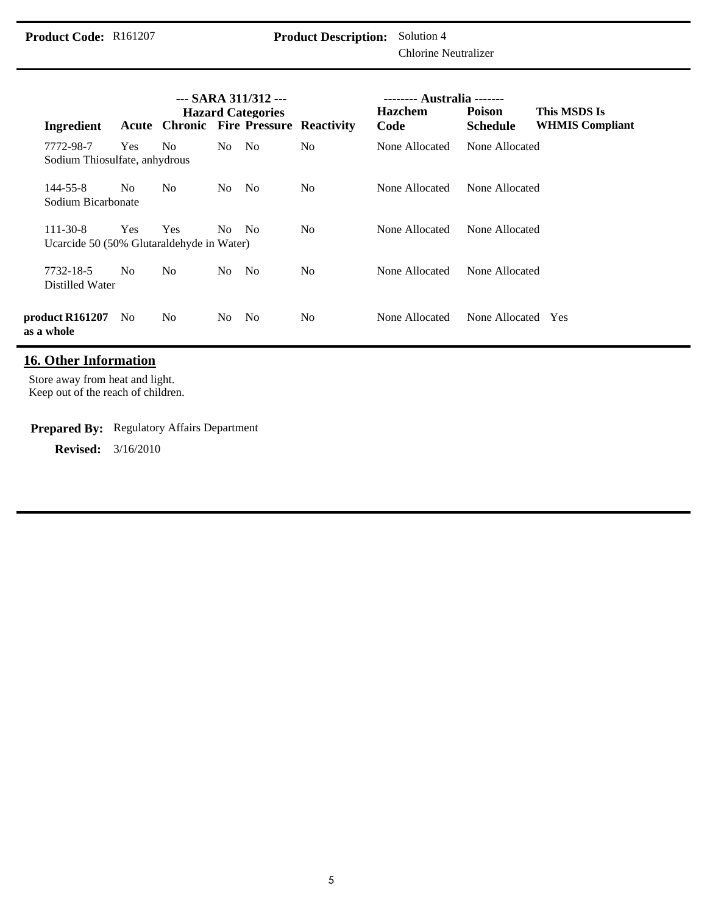**Product Code:** R161207 **Product Description:** Solution 4 Chlorine Neutralizer

| | --- SARA 311/312 --- Hazard Categories | | | | | -------- Australia ------- | | |
|---|---|---|---|---|---|---|---|---|
| **Ingredient** | **Acute** | **Chronic** | **Fire** | **Pressure** | **Reactivity** | **Hazchem Code** | **Poison Schedule** | **This MSDS Is WHMIS Compliant** |
| 7772-98-7 Sodium Thiosulfate, anhydrous | Yes | No | No | No | No | None Allocated | None Allocated | |
| 144-55-8 Sodium Bicarbonate | No | No | No | No | No | None Allocated | None Allocated | |
| 111-30-8 Ucarcide 50 (50% Glutaraldehyde in Water) | Yes | Yes | No | No | No | None Allocated | None Allocated | |
| 7732-18-5 Distilled Water | No | No | No | No | No | None Allocated | None Allocated | |
| **product R161207 as a whole** | No | No | No | No | No | None Allocated | None Allocated | Yes |

## 16. Other Information

Store away from heat and light.
Keep out of the reach of children.

**Prepared By:** Regulatory Affairs Department

**Revised:** 3/16/2010